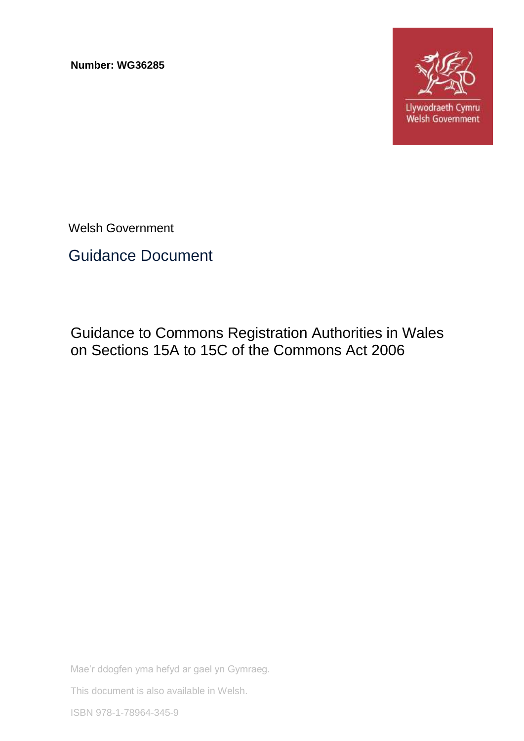**Number: WG36285**

Llywodraeth Cymru
Welsh Government

Welsh Government

## Guidance Document

# Guidance to Commons Registration Authorities in Wales on Sections 15A to 15C of the Commons Act 2006

Mae'r ddogfen yma hefyd ar gael yn Gymraeg.

This document is also available in Welsh.

ISBN 978-1-78964-345-9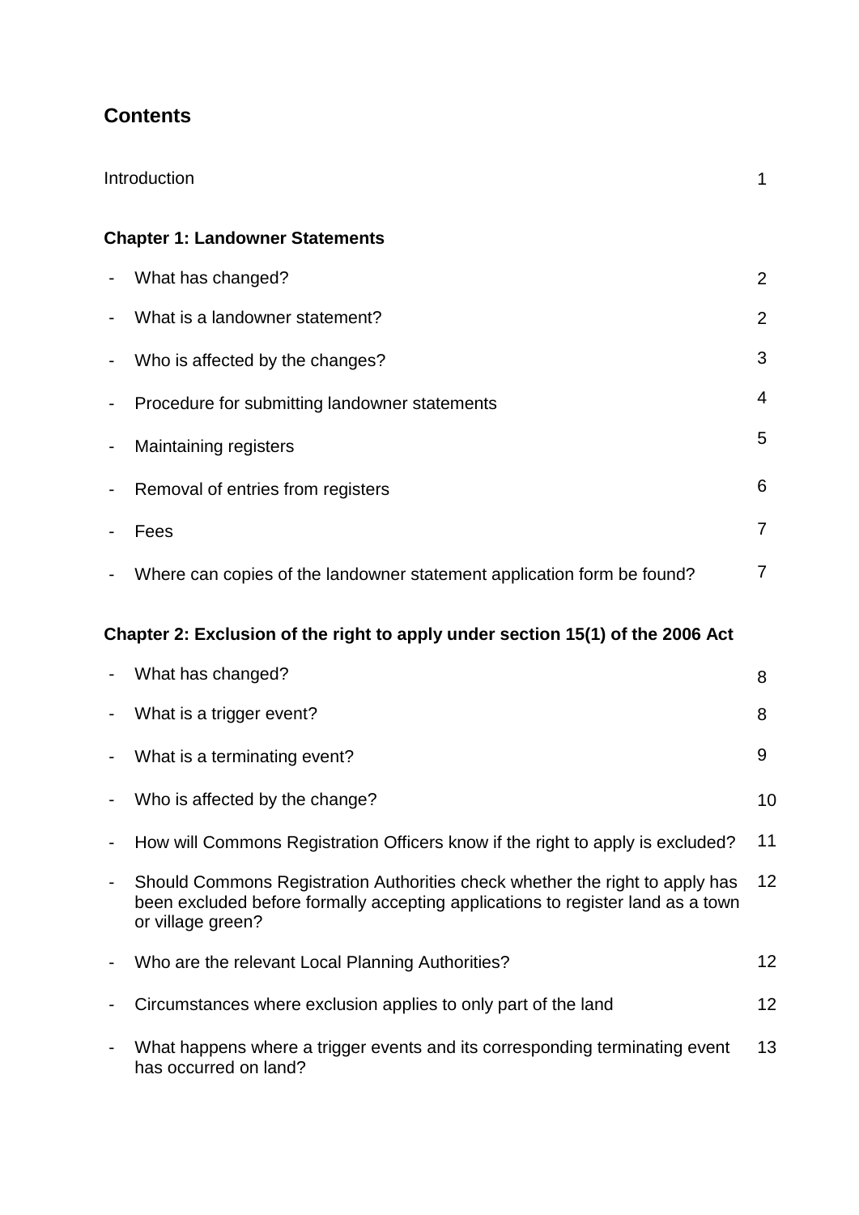## Contents

| | |
|---|---|
| Introduction | 1 |
| **Chapter 1: Landowner Statements** | |
| - What has changed? | 2 |
| - What is a landowner statement? | 2 |
| - Who is affected by the changes? | 3 |
| - Procedure for submitting landowner statements | 4 |
| - Maintaining registers | 5 |
| - Removal of entries from registers | 6 |
| - Fees | 7 |
| - Where can copies of the landowner statement application form be found? | 7 |
| **Chapter 2: Exclusion of the right to apply under section 15(1) of the 2006 Act** | |
| - What has changed? | 8 |
| - What is a trigger event? | 8 |
| - What is a terminating event? | 9 |
| - Who is affected by the change? | 10 |
| - How will Commons Registration Officers know if the right to apply is excluded? | 11 |
| - Should Commons Registration Authorities check whether the right to apply has been excluded before formally accepting applications to register land as a town or village green? | 12 |
| - Who are the relevant Local Planning Authorities? | 12 |
| - Circumstances where exclusion applies to only part of the land | 12 |
| - What happens where a trigger events and its corresponding terminating event has occurred on land? | 13 |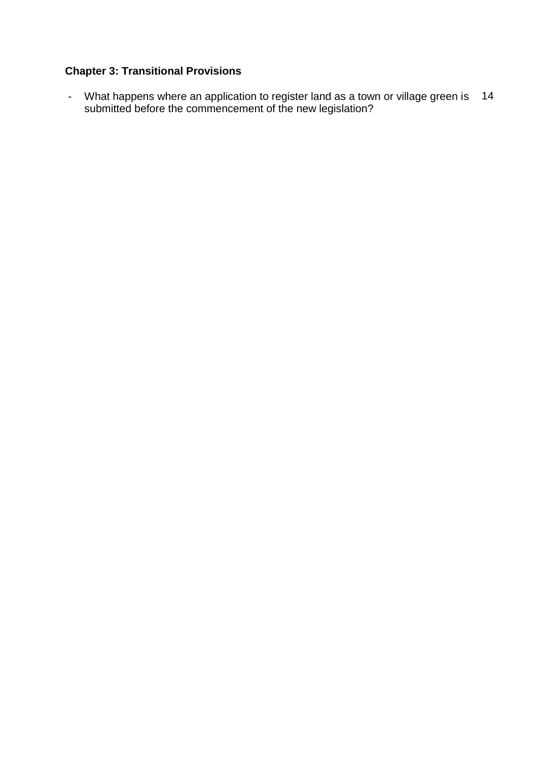**Chapter 3: Transitional Provisions**

- What happens where an application to register land as a town or village green is submitted before the commencement of the new legislation? 14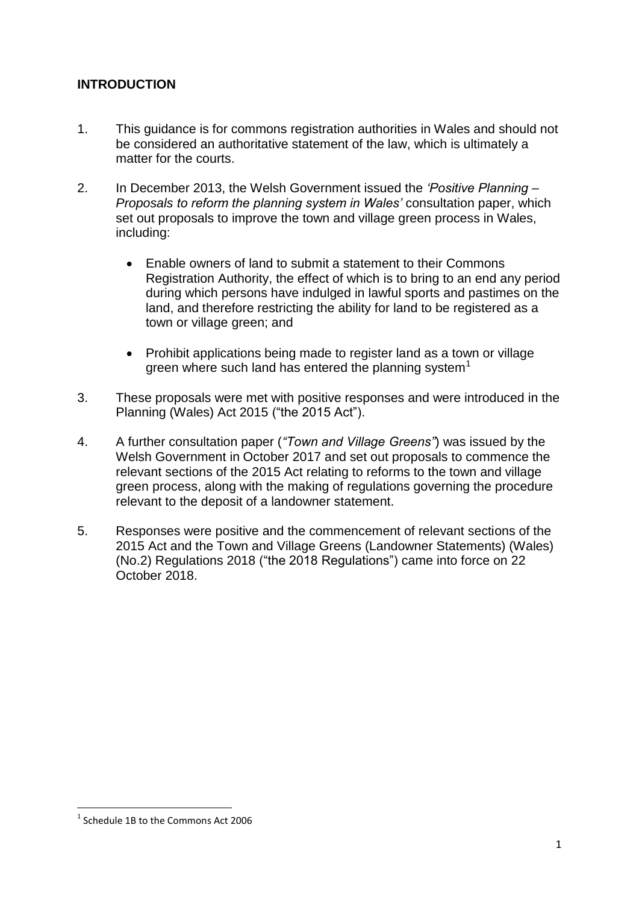## INTRODUCTION

1. This guidance is for commons registration authorities in Wales and should not be considered an authoritative statement of the law, which is ultimately a matter for the courts.

2. In December 2013, the Welsh Government issued the *'Positive Planning – Proposals to reform the planning system in Wales'* consultation paper, which set out proposals to improve the town and village green process in Wales, including:

   - Enable owners of land to submit a statement to their Commons Registration Authority, the effect of which is to bring to an end any period during which persons have indulged in lawful sports and pastimes on the land, and therefore restricting the ability for land to be registered as a town or village green; and

   - Prohibit applications being made to register land as a town or village green where such land has entered the planning system[1]

3. These proposals were met with positive responses and were introduced in the Planning (Wales) Act 2015 ("the 2015 Act").

4. A further consultation paper (*"Town and Village Greens"*) was issued by the Welsh Government in October 2017 and set out proposals to commence the relevant sections of the 2015 Act relating to reforms to the town and village green process, along with the making of regulations governing the procedure relevant to the deposit of a landowner statement.

5. Responses were positive and the commencement of relevant sections of the 2015 Act and the Town and Village Greens (Landowner Statements) (Wales) (No.2) Regulations 2018 ("the 2018 Regulations") came into force on 22 October 2018.

---

[1] Schedule 1B to the Commons Act 2006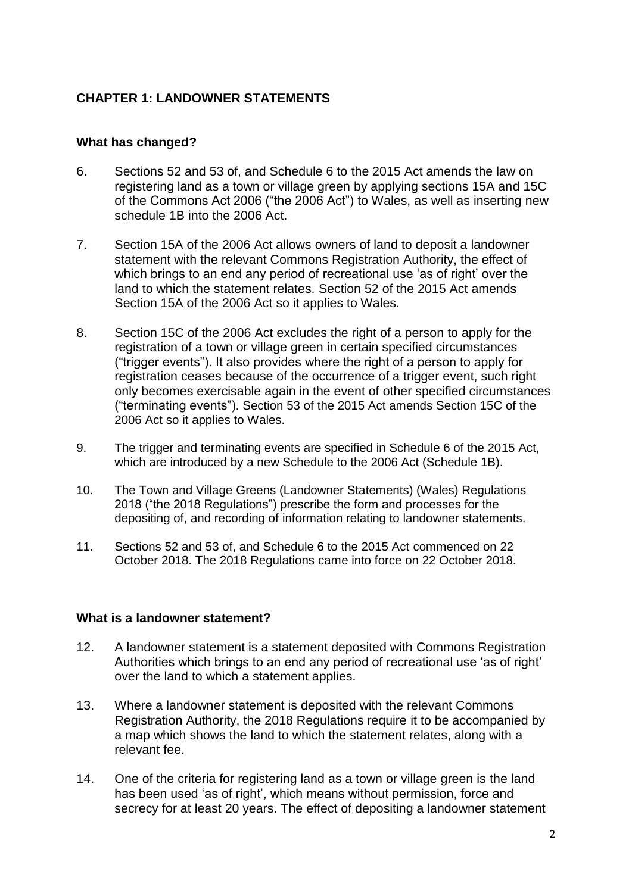## CHAPTER 1: LANDOWNER STATEMENTS

### What has changed?

6. Sections 52 and 53 of, and Schedule 6 to the 2015 Act amends the law on registering land as a town or village green by applying sections 15A and 15C of the Commons Act 2006 ("the 2006 Act") to Wales, as well as inserting new schedule 1B into the 2006 Act.

7. Section 15A of the 2006 Act allows owners of land to deposit a landowner statement with the relevant Commons Registration Authority, the effect of which brings to an end any period of recreational use 'as of right' over the land to which the statement relates. Section 52 of the 2015 Act amends Section 15A of the 2006 Act so it applies to Wales.

8. Section 15C of the 2006 Act excludes the right of a person to apply for the registration of a town or village green in certain specified circumstances ("trigger events"). It also provides where the right of a person to apply for registration ceases because of the occurrence of a trigger event, such right only becomes exercisable again in the event of other specified circumstances ("terminating events"). Section 53 of the 2015 Act amends Section 15C of the 2006 Act so it applies to Wales.

9. The trigger and terminating events are specified in Schedule 6 of the 2015 Act, which are introduced by a new Schedule to the 2006 Act (Schedule 1B).

10. The Town and Village Greens (Landowner Statements) (Wales) Regulations 2018 ("the 2018 Regulations") prescribe the form and processes for the depositing of, and recording of information relating to landowner statements.

11. Sections 52 and 53 of, and Schedule 6 to the 2015 Act commenced on 22 October 2018. The 2018 Regulations came into force on 22 October 2018.

### What is a landowner statement?

12. A landowner statement is a statement deposited with Commons Registration Authorities which brings to an end any period of recreational use 'as of right' over the land to which a statement applies.

13. Where a landowner statement is deposited with the relevant Commons Registration Authority, the 2018 Regulations require it to be accompanied by a map which shows the land to which the statement relates, along with a relevant fee.

14. One of the criteria for registering land as a town or village green is the land has been used 'as of right', which means without permission, force and secrecy for at least 20 years. The effect of depositing a landowner statement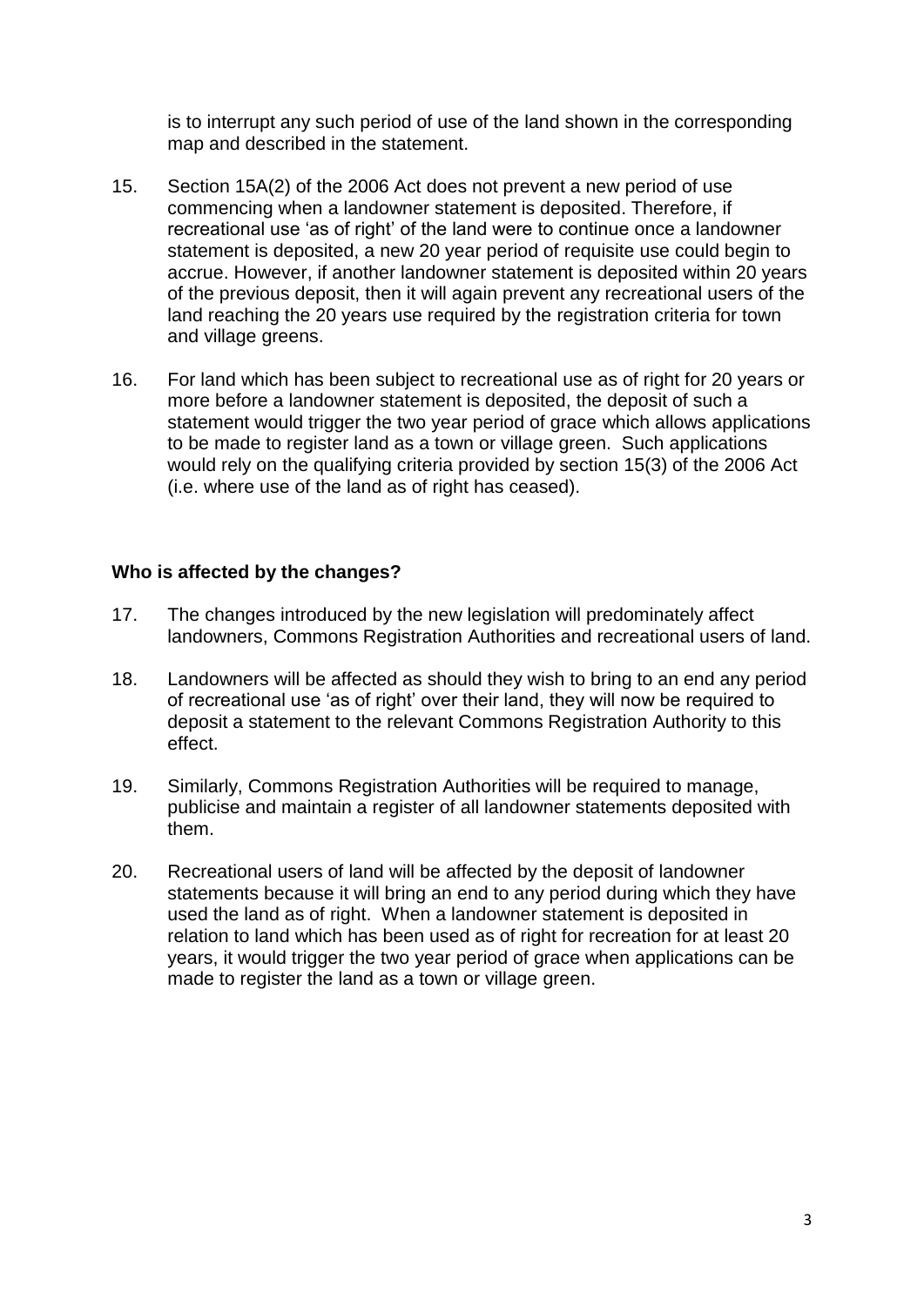is to interrupt any such period of use of the land shown in the corresponding map and described in the statement.

15. Section 15A(2) of the 2006 Act does not prevent a new period of use commencing when a landowner statement is deposited. Therefore, if recreational use 'as of right' of the land were to continue once a landowner statement is deposited, a new 20 year period of requisite use could begin to accrue. However, if another landowner statement is deposited within 20 years of the previous deposit, then it will again prevent any recreational users of the land reaching the 20 years use required by the registration criteria for town and village greens.

16. For land which has been subject to recreational use as of right for 20 years or more before a landowner statement is deposited, the deposit of such a statement would trigger the two year period of grace which allows applications to be made to register land as a town or village green. Such applications would rely on the qualifying criteria provided by section 15(3) of the 2006 Act (i.e. where use of the land as of right has ceased).

**Who is affected by the changes?**

17. The changes introduced by the new legislation will predominately affect landowners, Commons Registration Authorities and recreational users of land.

18. Landowners will be affected as should they wish to bring to an end any period of recreational use 'as of right' over their land, they will now be required to deposit a statement to the relevant Commons Registration Authority to this effect.

19. Similarly, Commons Registration Authorities will be required to manage, publicise and maintain a register of all landowner statements deposited with them.

20. Recreational users of land will be affected by the deposit of landowner statements because it will bring an end to any period during which they have used the land as of right. When a landowner statement is deposited in relation to land which has been used as of right for recreation for at least 20 years, it would trigger the two year period of grace when applications can be made to register the land as a town or village green.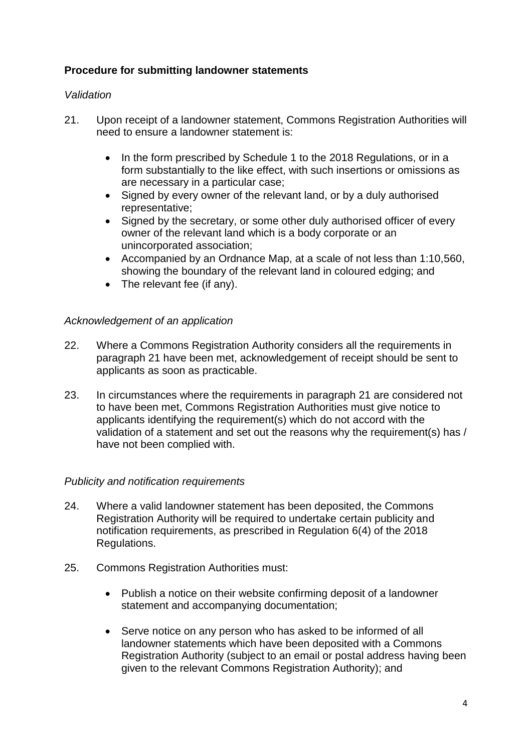**Procedure for submitting landowner statements**

*Validation*

21. Upon receipt of a landowner statement, Commons Registration Authorities will need to ensure a landowner statement is:

    - In the form prescribed by Schedule 1 to the 2018 Regulations, or in a form substantially to the like effect, with such insertions or omissions as are necessary in a particular case;
    - Signed by every owner of the relevant land, or by a duly authorised representative;
    - Signed by the secretary, or some other duly authorised officer of every owner of the relevant land which is a body corporate or an unincorporated association;
    - Accompanied by an Ordnance Map, at a scale of not less than 1:10,560, showing the boundary of the relevant land in coloured edging; and
    - The relevant fee (if any).

*Acknowledgement of an application*

22. Where a Commons Registration Authority considers all the requirements in paragraph 21 have been met, acknowledgement of receipt should be sent to applicants as soon as practicable.

23. In circumstances where the requirements in paragraph 21 are considered not to have been met, Commons Registration Authorities must give notice to applicants identifying the requirement(s) which do not accord with the validation of a statement and set out the reasons why the requirement(s) has / have not been complied with.

*Publicity and notification requirements*

24. Where a valid landowner statement has been deposited, the Commons Registration Authority will be required to undertake certain publicity and notification requirements, as prescribed in Regulation 6(4) of the 2018 Regulations.

25. Commons Registration Authorities must:

    - Publish a notice on their website confirming deposit of a landowner statement and accompanying documentation;

    - Serve notice on any person who has asked to be informed of all landowner statements which have been deposited with a Commons Registration Authority (subject to an email or postal address having been given to the relevant Commons Registration Authority); and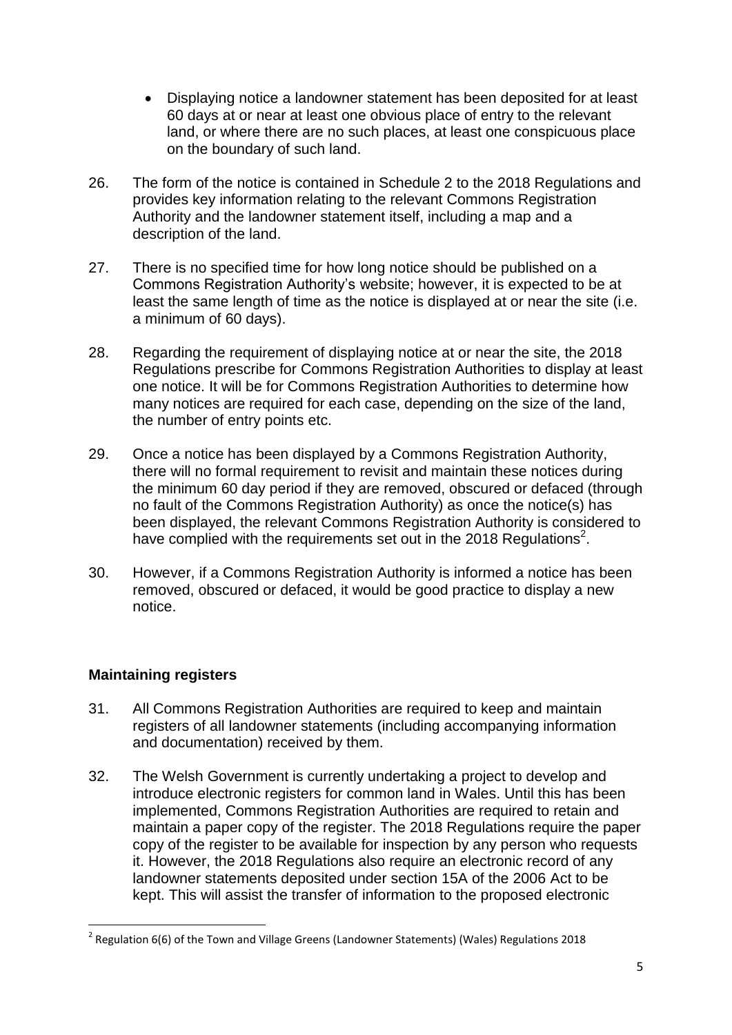- Displaying notice a landowner statement has been deposited for at least 60 days at or near at least one obvious place of entry to the relevant land, or where there are no such places, at least one conspicuous place on the boundary of such land.

26. The form of the notice is contained in Schedule 2 to the 2018 Regulations and provides key information relating to the relevant Commons Registration Authority and the landowner statement itself, including a map and a description of the land.

27. There is no specified time for how long notice should be published on a Commons Registration Authority's website; however, it is expected to be at least the same length of time as the notice is displayed at or near the site (i.e. a minimum of 60 days).

28. Regarding the requirement of displaying notice at or near the site, the 2018 Regulations prescribe for Commons Registration Authorities to display at least one notice. It will be for Commons Registration Authorities to determine how many notices are required for each case, depending on the size of the land, the number of entry points etc.

29. Once a notice has been displayed by a Commons Registration Authority, there will no formal requirement to revisit and maintain these notices during the minimum 60 day period if they are removed, obscured or defaced (through no fault of the Commons Registration Authority) as once the notice(s) has been displayed, the relevant Commons Registration Authority is considered to have complied with the requirements set out in the 2018 Regulations[2].

30. However, if a Commons Registration Authority is informed a notice has been removed, obscured or defaced, it would be good practice to display a new notice.

## Maintaining registers

31. All Commons Registration Authorities are required to keep and maintain registers of all landowner statements (including accompanying information and documentation) received by them.

32. The Welsh Government is currently undertaking a project to develop and introduce electronic registers for common land in Wales. Until this has been implemented, Commons Registration Authorities are required to retain and maintain a paper copy of the register. The 2018 Regulations require the paper copy of the register to be available for inspection by any person who requests it. However, the 2018 Regulations also require an electronic record of any landowner statements deposited under section 15A of the 2006 Act to be kept. This will assist the transfer of information to the proposed electronic

---

[2] Regulation 6(6) of the Town and Village Greens (Landowner Statements) (Wales) Regulations 2018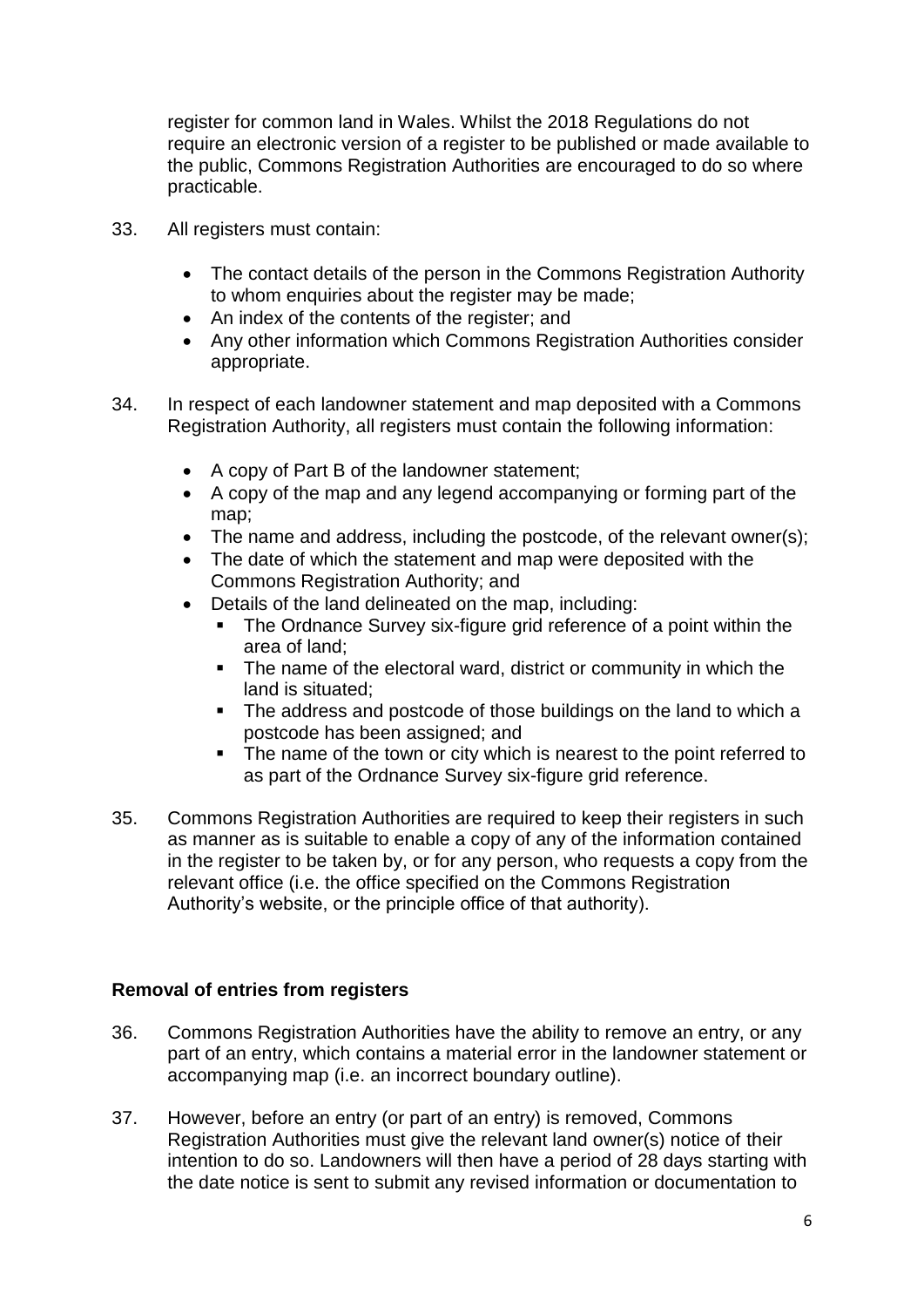register for common land in Wales. Whilst the 2018 Regulations do not require an electronic version of a register to be published or made available to the public, Commons Registration Authorities are encouraged to do so where practicable.

33. All registers must contain:

    - The contact details of the person in the Commons Registration Authority to whom enquiries about the register may be made;
    - An index of the contents of the register; and
    - Any other information which Commons Registration Authorities consider appropriate.

34. In respect of each landowner statement and map deposited with a Commons Registration Authority, all registers must contain the following information:

    - A copy of Part B of the landowner statement;
    - A copy of the map and any legend accompanying or forming part of the map;
    - The name and address, including the postcode, of the relevant owner(s);
    - The date of which the statement and map were deposited with the Commons Registration Authority; and
    - Details of the land delineated on the map, including:
        - The Ordnance Survey six-figure grid reference of a point within the area of land;
        - The name of the electoral ward, district or community in which the land is situated;
        - The address and postcode of those buildings on the land to which a postcode has been assigned; and
        - The name of the town or city which is nearest to the point referred to as part of the Ordnance Survey six-figure grid reference.

35. Commons Registration Authorities are required to keep their registers in such as manner as is suitable to enable a copy of any of the information contained in the register to be taken by, or for any person, who requests a copy from the relevant office (i.e. the office specified on the Commons Registration Authority's website, or the principle office of that authority).

**Removal of entries from registers**

36. Commons Registration Authorities have the ability to remove an entry, or any part of an entry, which contains a material error in the landowner statement or accompanying map (i.e. an incorrect boundary outline).

37. However, before an entry (or part of an entry) is removed, Commons Registration Authorities must give the relevant land owner(s) notice of their intention to do so. Landowners will then have a period of 28 days starting with the date notice is sent to submit any revised information or documentation to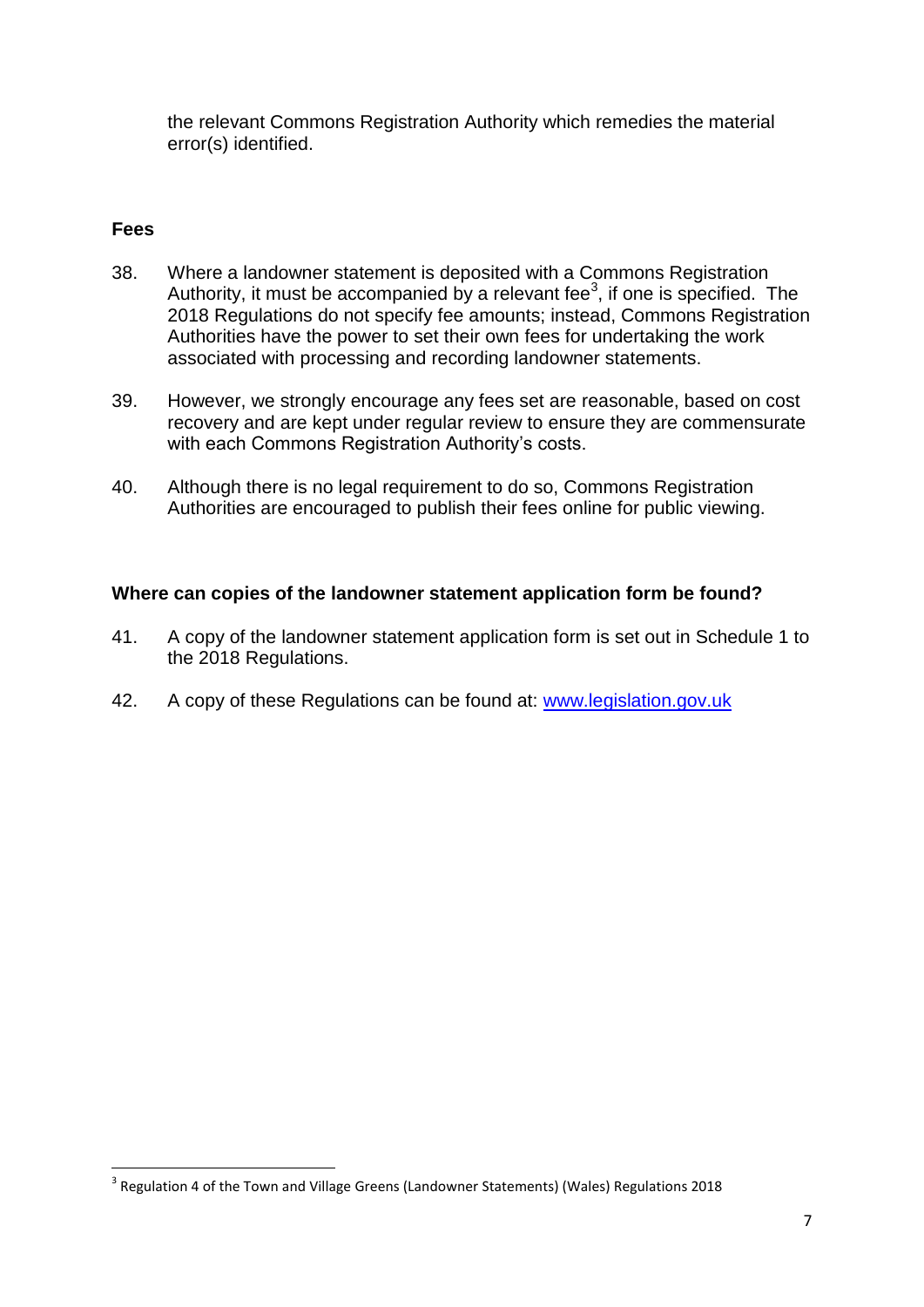the relevant Commons Registration Authority which remedies the material error(s) identified.

### Fees

38. Where a landowner statement is deposited with a Commons Registration Authority, it must be accompanied by a relevant fee[3], if one is specified. The 2018 Regulations do not specify fee amounts; instead, Commons Registration Authorities have the power to set their own fees for undertaking the work associated with processing and recording landowner statements.

39. However, we strongly encourage any fees set are reasonable, based on cost recovery and are kept under regular review to ensure they are commensurate with each Commons Registration Authority's costs.

40. Although there is no legal requirement to do so, Commons Registration Authorities are encouraged to publish their fees online for public viewing.

### Where can copies of the landowner statement application form be found?

41. A copy of the landowner statement application form is set out in Schedule 1 to the 2018 Regulations.

42. A copy of these Regulations can be found at: [www.legislation.gov.uk](http://www.legislation.gov.uk)

---

[3] Regulation 4 of the Town and Village Greens (Landowner Statements) (Wales) Regulations 2018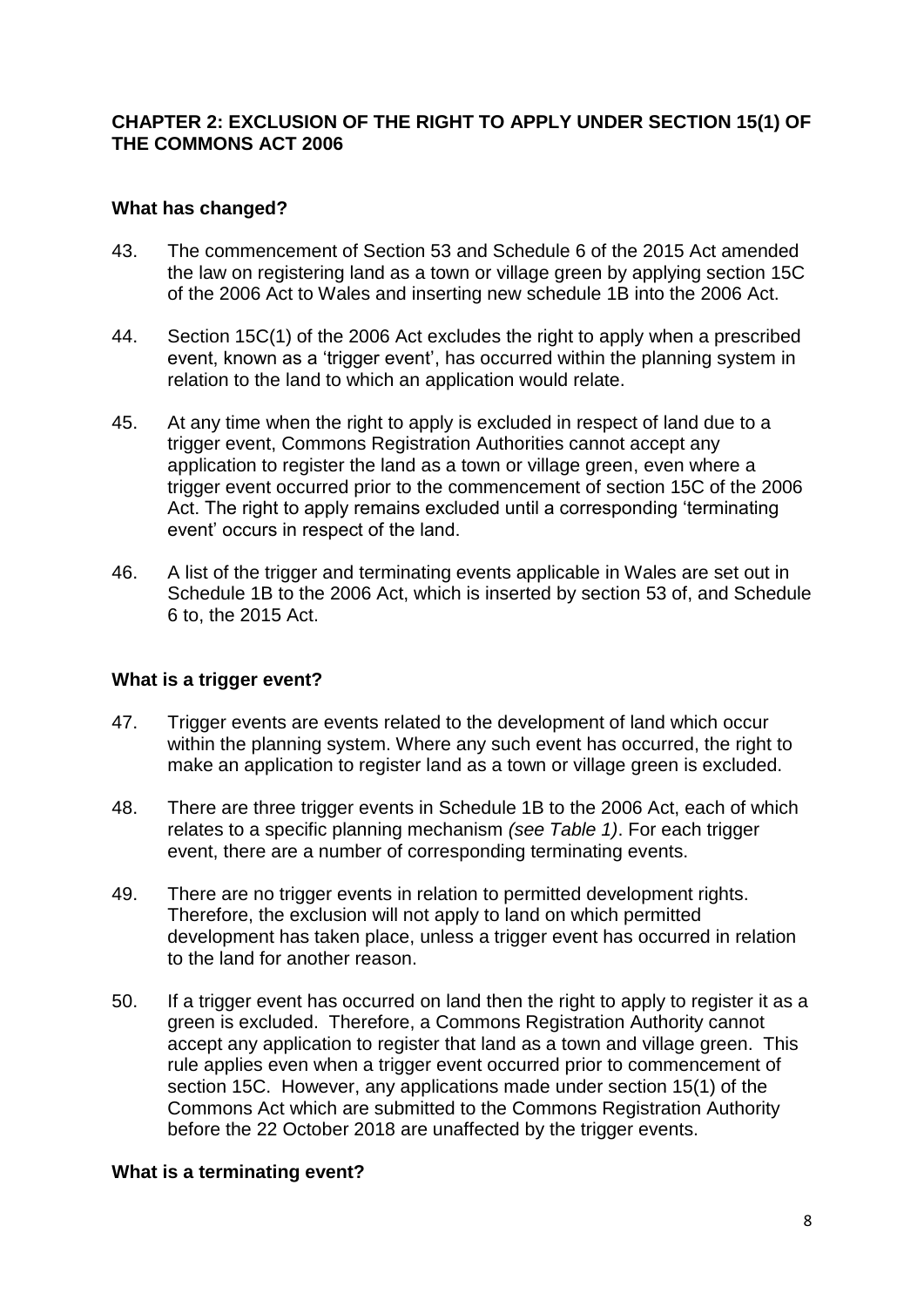## CHAPTER 2: EXCLUSION OF THE RIGHT TO APPLY UNDER SECTION 15(1) OF THE COMMONS ACT 2006

### What has changed?

43. The commencement of Section 53 and Schedule 6 of the 2015 Act amended the law on registering land as a town or village green by applying section 15C of the 2006 Act to Wales and inserting new schedule 1B into the 2006 Act.

44. Section 15C(1) of the 2006 Act excludes the right to apply when a prescribed event, known as a 'trigger event', has occurred within the planning system in relation to the land to which an application would relate.

45. At any time when the right to apply is excluded in respect of land due to a trigger event, Commons Registration Authorities cannot accept any application to register the land as a town or village green, even where a trigger event occurred prior to the commencement of section 15C of the 2006 Act. The right to apply remains excluded until a corresponding 'terminating event' occurs in respect of the land.

46. A list of the trigger and terminating events applicable in Wales are set out in Schedule 1B to the 2006 Act, which is inserted by section 53 of, and Schedule 6 to, the 2015 Act.

### What is a trigger event?

47. Trigger events are events related to the development of land which occur within the planning system. Where any such event has occurred, the right to make an application to register land as a town or village green is excluded.

48. There are three trigger events in Schedule 1B to the 2006 Act, each of which relates to a specific planning mechanism *(see Table 1)*. For each trigger event, there are a number of corresponding terminating events.

49. There are no trigger events in relation to permitted development rights. Therefore, the exclusion will not apply to land on which permitted development has taken place, unless a trigger event has occurred in relation to the land for another reason.

50. If a trigger event has occurred on land then the right to apply to register it as a green is excluded. Therefore, a Commons Registration Authority cannot accept any application to register that land as a town and village green. This rule applies even when a trigger event occurred prior to commencement of section 15C. However, any applications made under section 15(1) of the Commons Act which are submitted to the Commons Registration Authority before the 22 October 2018 are unaffected by the trigger events.

### What is a terminating event?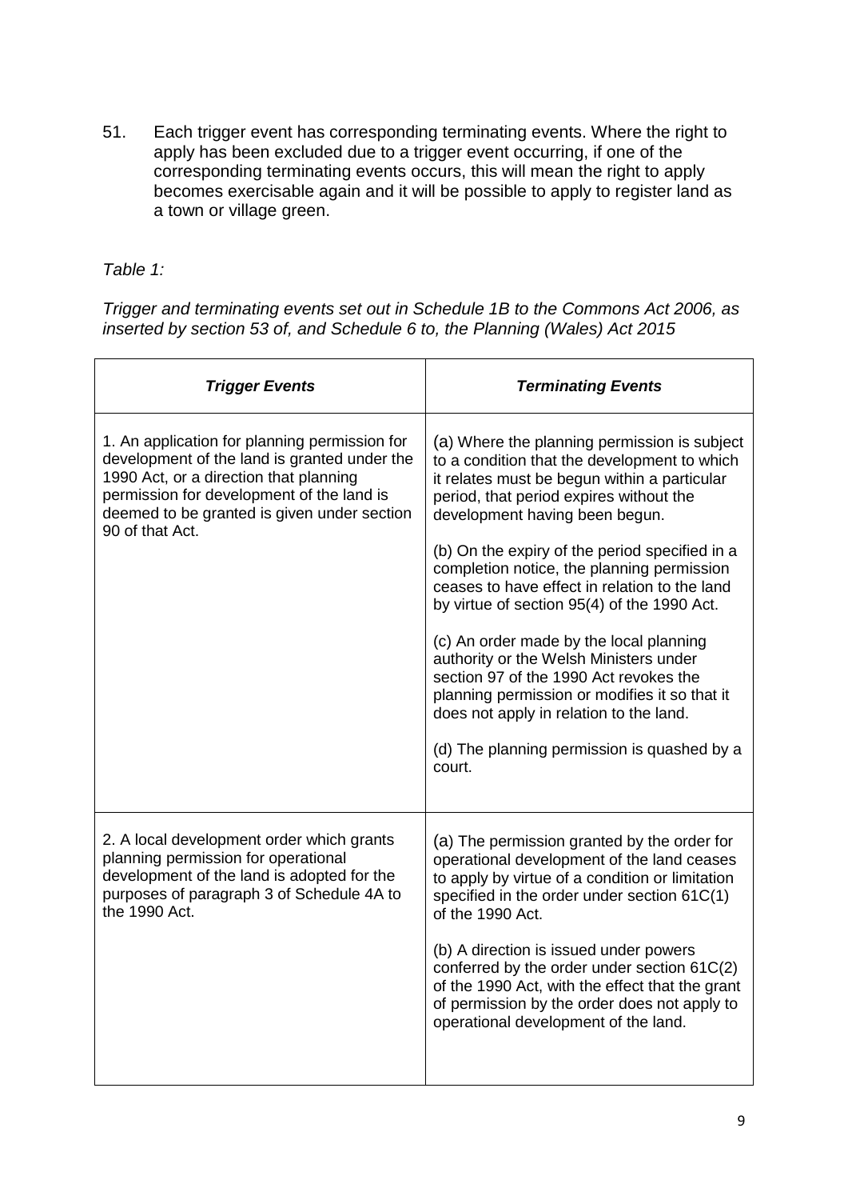51. Each trigger event has corresponding terminating events. Where the right to apply has been excluded due to a trigger event occurring, if one of the corresponding terminating events occurs, this will mean the right to apply becomes exercisable again and it will be possible to apply to register land as a town or village green.

*Table 1:*

*Trigger and terminating events set out in Schedule 1B to the Commons Act 2006, as inserted by section 53 of, and Schedule 6 to, the Planning (Wales) Act 2015*

| ***Trigger Events*** | ***Terminating Events*** |
|---|---|
| 1. An application for planning permission for development of the land is granted under the 1990 Act, or a direction that planning permission for development of the land is deemed to be granted is given under section 90 of that Act. | (a) Where the planning permission is subject to a condition that the development to which it relates must be begun within a particular period, that period expires without the development having been begun.<br><br>(b) On the expiry of the period specified in a completion notice, the planning permission ceases to have effect in relation to the land by virtue of section 95(4) of the 1990 Act.<br><br>(c) An order made by the local planning authority or the Welsh Ministers under section 97 of the 1990 Act revokes the planning permission or modifies it so that it does not apply in relation to the land.<br><br>(d) The planning permission is quashed by a court. |
| 2. A local development order which grants planning permission for operational development of the land is adopted for the purposes of paragraph 3 of Schedule 4A to the 1990 Act. | (a) The permission granted by the order for operational development of the land ceases to apply by virtue of a condition or limitation specified in the order under section 61C(1) of the 1990 Act.<br><br>(b) A direction is issued under powers conferred by the order under section 61C(2) of the 1990 Act, with the effect that the grant of permission by the order does not apply to operational development of the land. |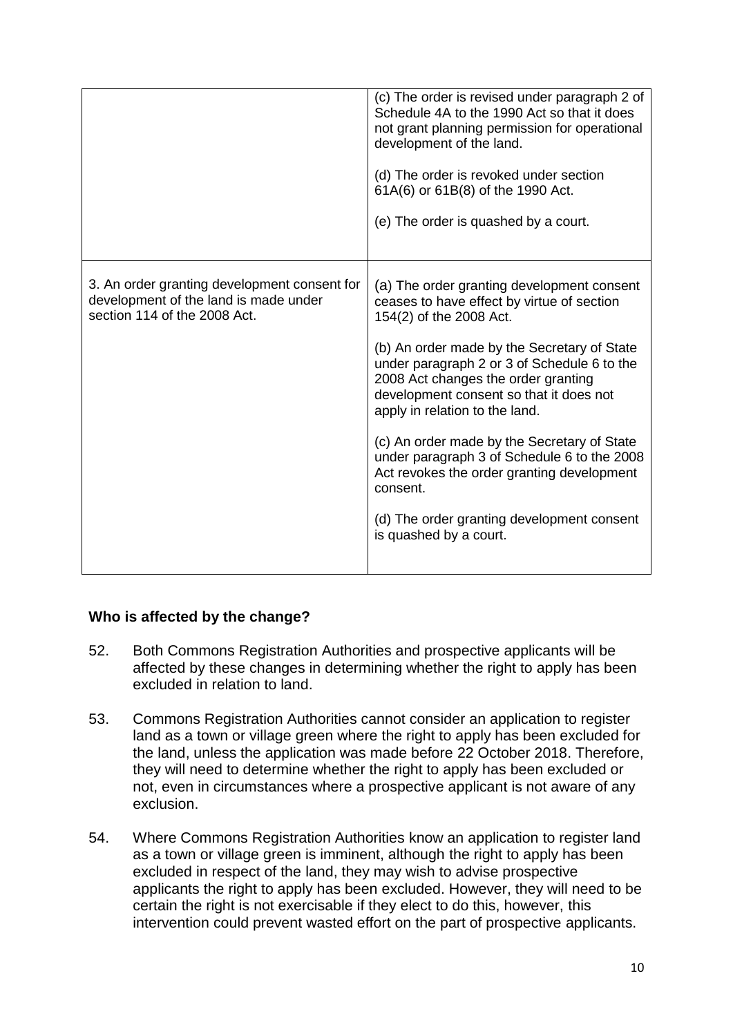| | |
|---|---|
| | (c) The order is revised under paragraph 2 of Schedule 4A to the 1990 Act so that it does not grant planning permission for operational development of the land.<br><br>(d) The order is revoked under section 61A(6) or 61B(8) of the 1990 Act.<br><br>(e) The order is quashed by a court. |
| 3. An order granting development consent for development of the land is made under section 114 of the 2008 Act. | (a) The order granting development consent ceases to have effect by virtue of section 154(2) of the 2008 Act.<br><br>(b) An order made by the Secretary of State under paragraph 2 or 3 of Schedule 6 to the 2008 Act changes the order granting development consent so that it does not apply in relation to the land.<br><br>(c) An order made by the Secretary of State under paragraph 3 of Schedule 6 to the 2008 Act revokes the order granting development consent.<br><br>(d) The order granting development consent is quashed by a court. |

**Who is affected by the change?**

52. Both Commons Registration Authorities and prospective applicants will be affected by these changes in determining whether the right to apply has been excluded in relation to land.

53. Commons Registration Authorities cannot consider an application to register land as a town or village green where the right to apply has been excluded for the land, unless the application was made before 22 October 2018. Therefore, they will need to determine whether the right to apply has been excluded or not, even in circumstances where a prospective applicant is not aware of any exclusion.

54. Where Commons Registration Authorities know an application to register land as a town or village green is imminent, although the right to apply has been excluded in respect of the land, they may wish to advise prospective applicants the right to apply has been excluded. However, they will need to be certain the right is not exercisable if they elect to do this, however, this intervention could prevent wasted effort on the part of prospective applicants.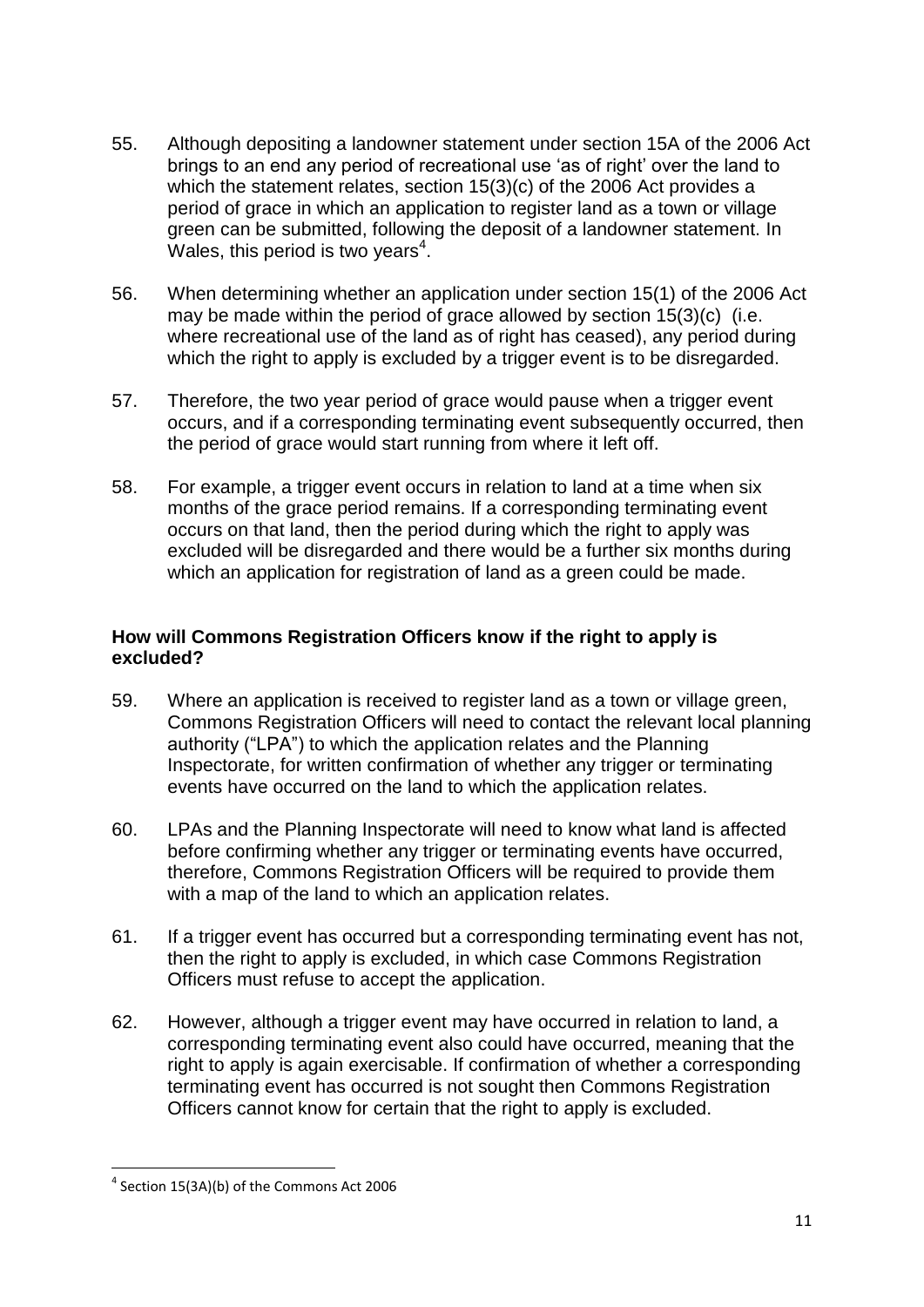55. Although depositing a landowner statement under section 15A of the 2006 Act brings to an end any period of recreational use 'as of right' over the land to which the statement relates, section 15(3)(c) of the 2006 Act provides a period of grace in which an application to register land as a town or village green can be submitted, following the deposit of a landowner statement. In Wales, this period is two years[4].

56. When determining whether an application under section 15(1) of the 2006 Act may be made within the period of grace allowed by section 15(3)(c) (i.e. where recreational use of the land as of right has ceased), any period during which the right to apply is excluded by a trigger event is to be disregarded.

57. Therefore, the two year period of grace would pause when a trigger event occurs, and if a corresponding terminating event subsequently occurred, then the period of grace would start running from where it left off.

58. For example, a trigger event occurs in relation to land at a time when six months of the grace period remains. If a corresponding terminating event occurs on that land, then the period during which the right to apply was excluded will be disregarded and there would be a further six months during which an application for registration of land as a green could be made.

**How will Commons Registration Officers know if the right to apply is excluded?**

59. Where an application is received to register land as a town or village green, Commons Registration Officers will need to contact the relevant local planning authority ("LPA") to which the application relates and the Planning Inspectorate, for written confirmation of whether any trigger or terminating events have occurred on the land to which the application relates.

60. LPAs and the Planning Inspectorate will need to know what land is affected before confirming whether any trigger or terminating events have occurred, therefore, Commons Registration Officers will be required to provide them with a map of the land to which an application relates.

61. If a trigger event has occurred but a corresponding terminating event has not, then the right to apply is excluded, in which case Commons Registration Officers must refuse to accept the application.

62. However, although a trigger event may have occurred in relation to land, a corresponding terminating event also could have occurred, meaning that the right to apply is again exercisable. If confirmation of whether a corresponding terminating event has occurred is not sought then Commons Registration Officers cannot know for certain that the right to apply is excluded.

---

[4] Section 15(3A)(b) of the Commons Act 2006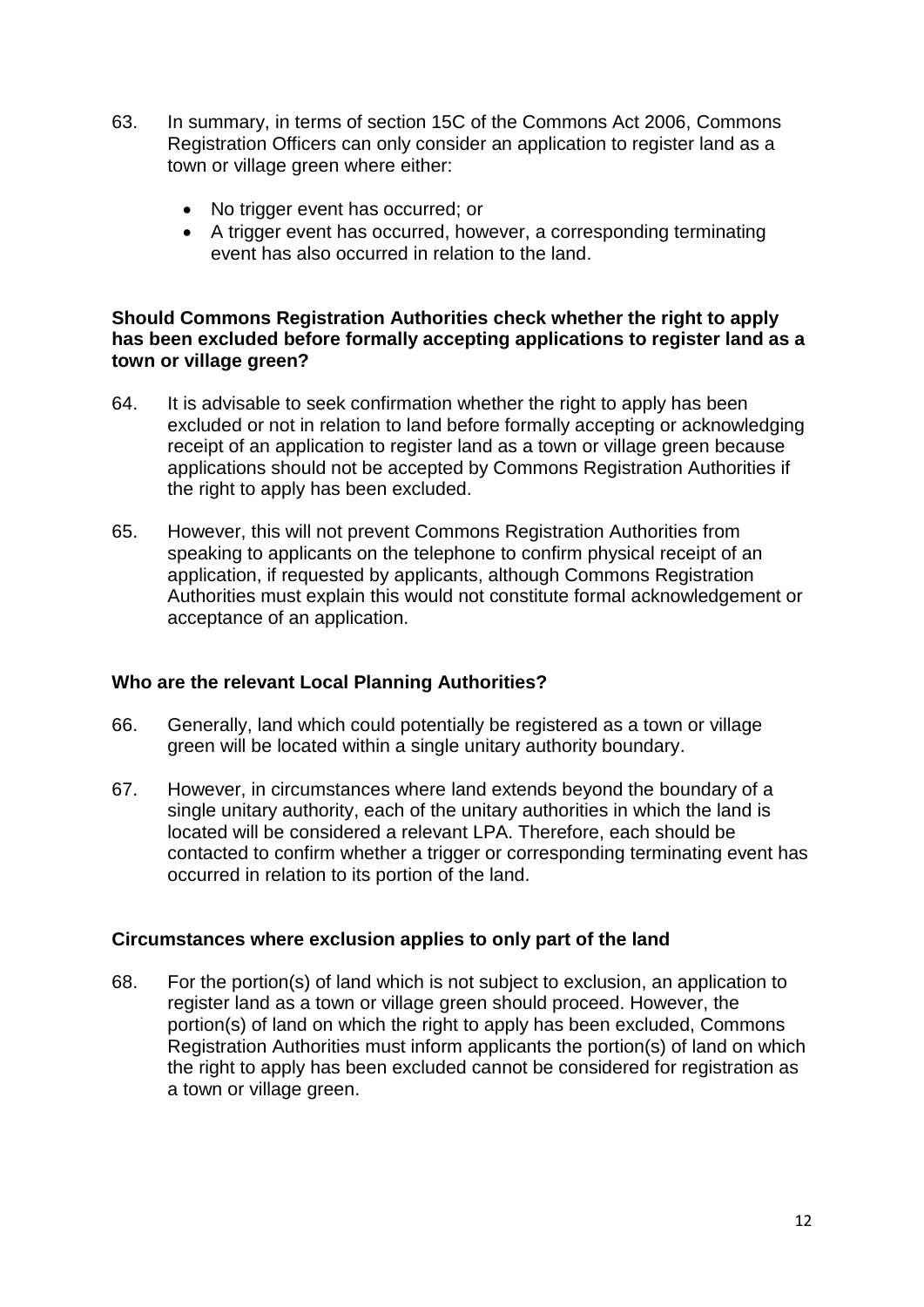63. In summary, in terms of section 15C of the Commons Act 2006, Commons Registration Officers can only consider an application to register land as a town or village green where either:

    - No trigger event has occurred; or
    - A trigger event has occurred, however, a corresponding terminating event has also occurred in relation to the land.

**Should Commons Registration Authorities check whether the right to apply has been excluded before formally accepting applications to register land as a town or village green?**

64. It is advisable to seek confirmation whether the right to apply has been excluded or not in relation to land before formally accepting or acknowledging receipt of an application to register land as a town or village green because applications should not be accepted by Commons Registration Authorities if the right to apply has been excluded.

65. However, this will not prevent Commons Registration Authorities from speaking to applicants on the telephone to confirm physical receipt of an application, if requested by applicants, although Commons Registration Authorities must explain this would not constitute formal acknowledgement or acceptance of an application.

**Who are the relevant Local Planning Authorities?**

66. Generally, land which could potentially be registered as a town or village green will be located within a single unitary authority boundary.

67. However, in circumstances where land extends beyond the boundary of a single unitary authority, each of the unitary authorities in which the land is located will be considered a relevant LPA. Therefore, each should be contacted to confirm whether a trigger or corresponding terminating event has occurred in relation to its portion of the land.

**Circumstances where exclusion applies to only part of the land**

68. For the portion(s) of land which is not subject to exclusion, an application to register land as a town or village green should proceed. However, the portion(s) of land on which the right to apply has been excluded, Commons Registration Authorities must inform applicants the portion(s) of land on which the right to apply has been excluded cannot be considered for registration as a town or village green.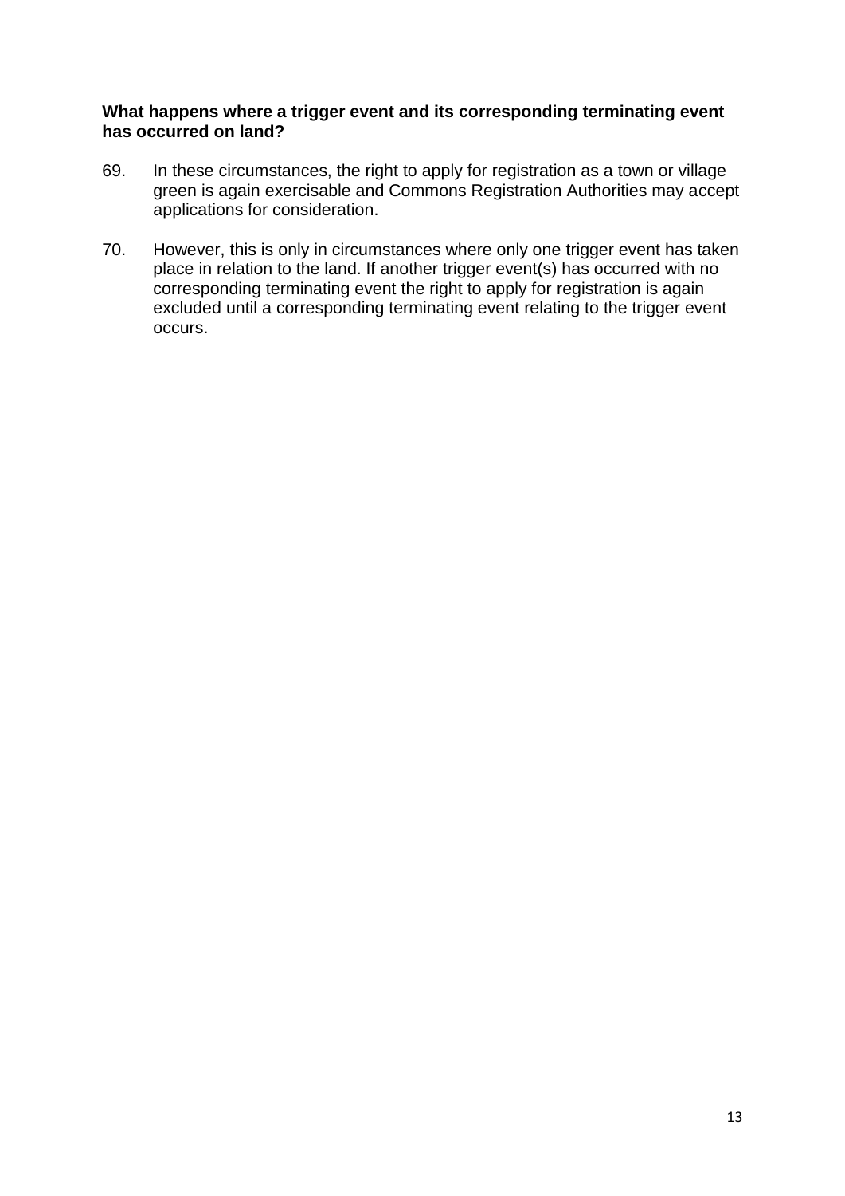**What happens where a trigger event and its corresponding terminating event has occurred on land?**

69. In these circumstances, the right to apply for registration as a town or village green is again exercisable and Commons Registration Authorities may accept applications for consideration.

70. However, this is only in circumstances where only one trigger event has taken place in relation to the land. If another trigger event(s) has occurred with no corresponding terminating event the right to apply for registration is again excluded until a corresponding terminating event relating to the trigger event occurs.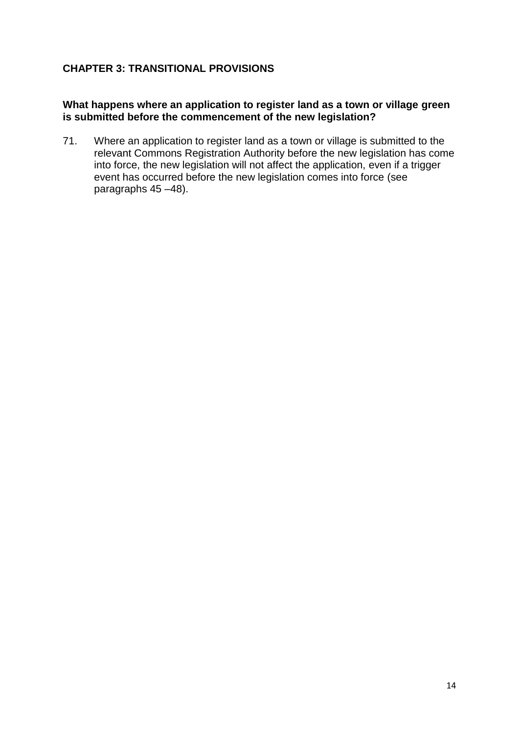## CHAPTER 3: TRANSITIONAL PROVISIONS

### What happens where an application to register land as a town or village green is submitted before the commencement of the new legislation?

71. Where an application to register land as a town or village is submitted to the relevant Commons Registration Authority before the new legislation has come into force, the new legislation will not affect the application, even if a trigger event has occurred before the new legislation comes into force (see paragraphs 45 –48).